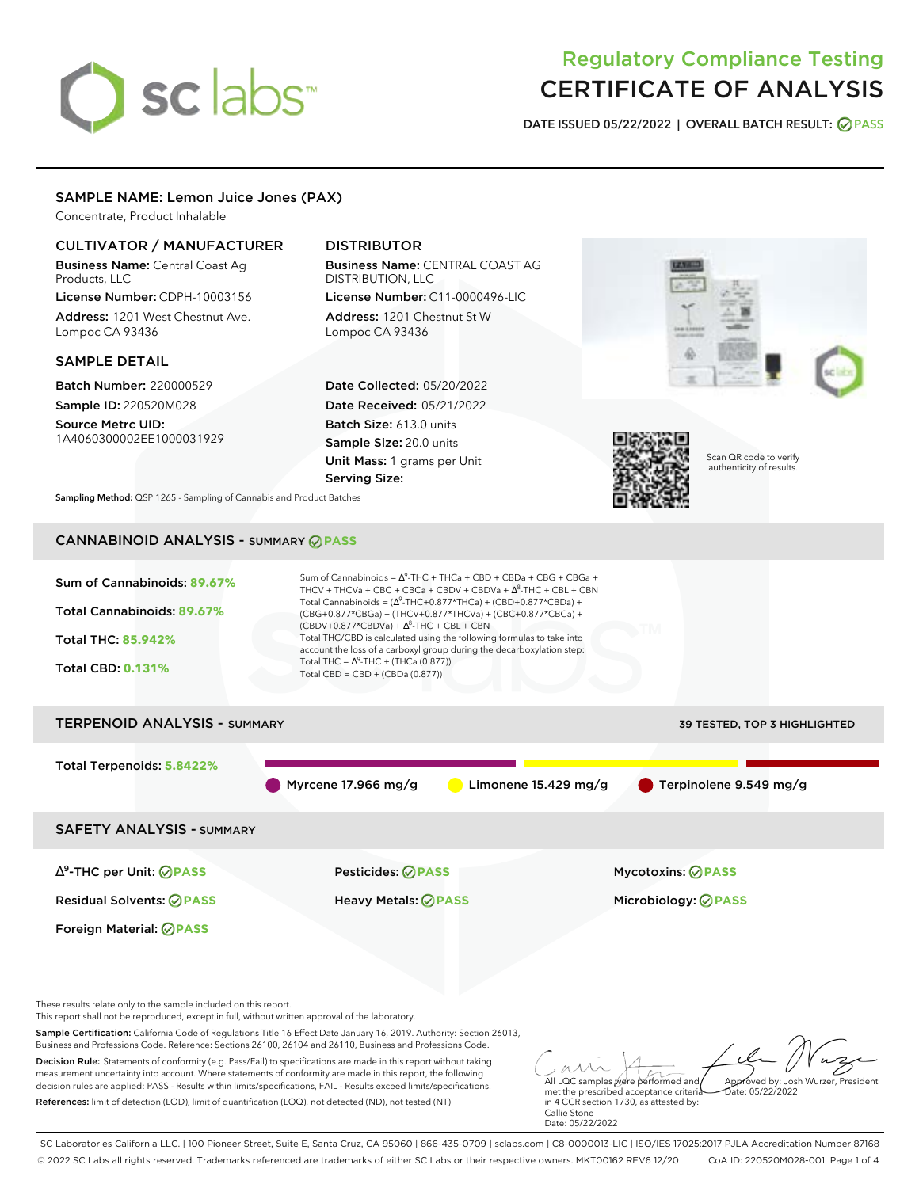# Regulatory Compliance Testing
# CERTIFICATE OF ANALYSIS

DATE ISSUED 05/22/2022 | OVERALL BATCH RESULT: PASS

## SAMPLE NAME: Lemon Juice Jones (PAX)

Concentrate, Product Inhalable

### CULTIVATOR / MANUFACTURER

**Business Name:** Central Coast Ag Products, LLC

**License Number:** CDPH-10003156

**Address:** 1201 West Chestnut Ave. Lompoc CA 93436

### DISTRIBUTOR

**Business Name:** CENTRAL COAST AG DISTRIBUTION, LLC

**License Number:** C11-0000496-LIC

**Address:** 1201 Chestnut St W Lompoc CA 93436

### SAMPLE DETAIL

**Batch Number:** 220000529

**Sample ID:** 220520M028

**Source Metrc UID:** 1A4060300002EE1000031929

**Date Collected:** 05/20/2022

**Date Received:** 05/21/2022

**Batch Size:** 613.0 units

**Sample Size:** 20.0 units

**Unit Mass:** 1 grams per Unit

**Serving Size:**

Scan QR code to verify authenticity of results.

**Sampling Method:** QSP 1265 - Sampling of Cannabis and Product Batches

## CANNABINOID ANALYSIS - SUMMARY PASS

**Sum of Cannabinoids:** 89.67%

**Total Cannabinoids:** 89.67%

**Total THC:** 85.942%

**Total CBD:** 0.131%

Sum of Cannabinoids = $\Delta^9$-THC + THCa + CBD + CBDa + CBG + CBGa + THCV + THCVa + CBC + CBCa + CBDV + CBDVa + $\Delta^8$-THC + CBL + CBN

Total Cannabinoids = ($\Delta^9$-THC+0.877*THCa) + (CBD+0.877*CBDa) + (CBG+0.877*CBGa) + (THCV+0.877*THCVa) + (CBC+0.877*CBCa) + (CBDV+0.877*CBDVa) + $\Delta^8$-THC + CBL + CBN

Total THC/CBD is calculated using the following formulas to take into account the loss of a carboxyl group during the decarboxylation step:

Total THC = $\Delta^9$-THC + (THCa (0.877))

Total CBD = CBD + (CBDa (0.877))

## TERPENOID ANALYSIS - SUMMARY

39 TESTED, TOP 3 HIGHLIGHTED

**Total Terpenoids:** 5.8422%

Myrcene 17.966 mg/g | Limonene 15.429 mg/g | Terpinolene 9.549 mg/g

## SAFETY ANALYSIS - SUMMARY

| | | |
|---|---|---|
| $\Delta^9$-THC per Unit: PASS | Pesticides: PASS | Mycotoxins: PASS |
| Residual Solvents: PASS | Heavy Metals: PASS | Microbiology: PASS |
| Foreign Material: PASS | | |

These results relate only to the sample included on this report.
This report shall not be reproduced, except in full, without written approval of the laboratory.

**Sample Certification:** California Code of Regulations Title 16 Effect Date January 16, 2019. Authority: Section 26013, Business and Professions Code. Reference: Sections 26100, 26104 and 26110, Business and Professions Code.

**Decision Rule:** Statements of conformity (e.g. Pass/Fail) to specifications are made in this report without taking measurement uncertainty into account. Where statements of conformity are made in this report, the following decision rules are applied: PASS - Results within limits/specifications, FAIL - Results exceed limits/specifications.

**References:** limit of detection (LOD), limit of quantification (LOQ), not detected (ND), not tested (NT)

All LQC samples were performed and met the prescribed acceptance criteria in 4 CCR section 1730, as attested by: Callie Stone
Date: 05/22/2022

Approved by: Josh Wurzer, President
Date: 05/22/2022

SC Laboratories California LLC. | 100 Pioneer Street, Suite E, Santa Cruz, CA 95060 | 866-435-0709 | sclabs.com | C8-0000013-LIC | ISO/IES 17025:2017 PJLA Accreditation Number 87168
© 2022 SC Labs all rights reserved. Trademarks referenced are trademarks of either SC Labs or their respective owners. MKT00162 REV6 12/20 CoA ID: 220520M028-001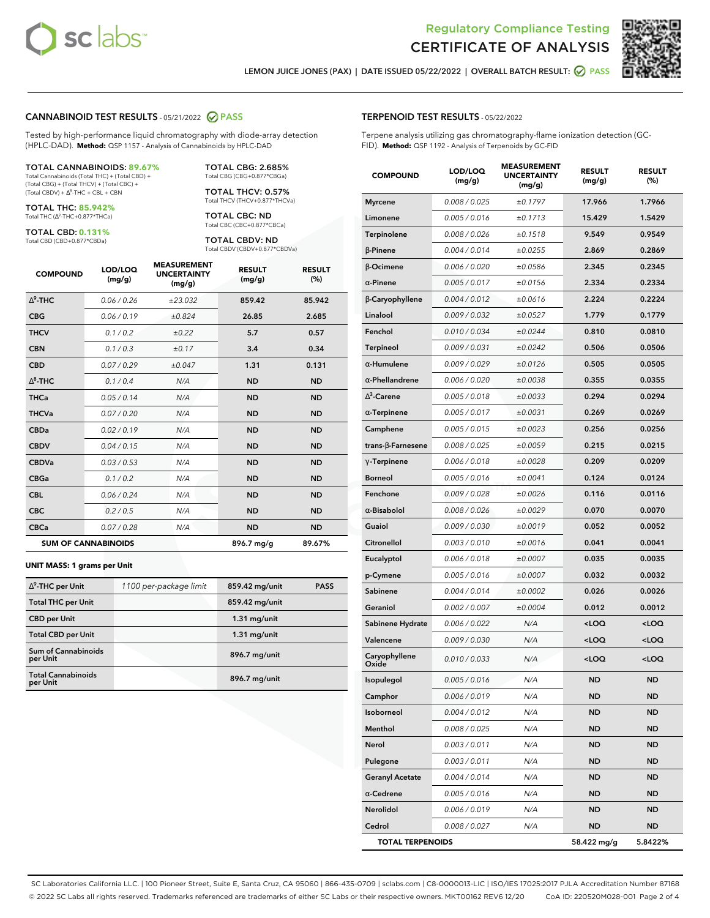# Regulatory Compliance Testing
# CERTIFICATE OF ANALYSIS

LEMON JUICE JONES (PAX) | DATE ISSUED 05/22/2022 | OVERALL BATCH RESULT: PASS

## CANNABINOID TEST RESULTS - 05/21/2022 PASS

Tested by high-performance liquid chromatography with diode-array detection (HPLC-DAD). **Method:** QSP 1157 - Analysis of Cannabinoids by HPLC-DAD

**TOTAL CANNABINOIDS: 89.67%**
Total Cannabinoids (Total THC) + (Total CBD) + (Total CBG) + (Total THCV) + (Total CBC) + (Total CBDV) + $\Delta^8$-THC + CBL + CBN

**TOTAL THC: 85.942%**
Total THC ($\Delta^9$-THC+0.877*THCa)

**TOTAL CBD: 0.131%**
Total CBD (CBD+0.877*CBDa)

**TOTAL CBG: 2.685%**
Total CBG (CBG+0.877*CBGa)

**TOTAL THCV: 0.57%**
Total THCV (THCV+0.877*THCVa)

**TOTAL CBC: ND**
Total CBC (CBC+0.877*CBCa)

**TOTAL CBDV: ND**
Total CBDV (CBDV+0.877*CBDVa)

| COMPOUND | LOD/LOQ (mg/g) | MEASUREMENT UNCERTAINTY (mg/g) | RESULT (mg/g) | RESULT (%) |
|---|---|---|---|---|
| $\Delta^9$-THC | 0.06 / 0.26 | ±23.032 | 859.42 | 85.942 |
| CBG | 0.06 / 0.19 | ±0.824 | 26.85 | 2.685 |
| THCV | 0.1 / 0.2 | ±0.22 | 5.7 | 0.57 |
| CBN | 0.1 / 0.3 | ±0.17 | 3.4 | 0.34 |
| CBD | 0.07 / 0.29 | ±0.047 | 1.31 | 0.131 |
| $\Delta^8$-THC | 0.1 / 0.4 | N/A | ND | ND |
| THCa | 0.05 / 0.14 | N/A | ND | ND |
| THCVa | 0.07 / 0.20 | N/A | ND | ND |
| CBDa | 0.02 / 0.19 | N/A | ND | ND |
| CBDV | 0.04 / 0.15 | N/A | ND | ND |
| CBDVa | 0.03 / 0.53 | N/A | ND | ND |
| CBGa | 0.1 / 0.2 | N/A | ND | ND |
| CBL | 0.06 / 0.24 | N/A | ND | ND |
| CBC | 0.2 / 0.5 | N/A | ND | ND |
| CBCa | 0.07 / 0.28 | N/A | ND | ND |
| **SUM OF CANNABINOIDS** | | | 896.7 mg/g | 89.67% |

**UNIT MASS: 1 grams per Unit**

| | | | |
|---|---|---|---|
| $\Delta^9$-THC per Unit | 1100 per-package limit | 859.42 mg/unit | PASS |
| Total THC per Unit | | 859.42 mg/unit | |
| CBD per Unit | | 1.31 mg/unit | |
| Total CBD per Unit | | 1.31 mg/unit | |
| Sum of Cannabinoids per Unit | | 896.7 mg/unit | |
| Total Cannabinoids per Unit | | 896.7 mg/unit | |

## TERPENOID TEST RESULTS - 05/22/2022

Terpene analysis utilizing gas chromatography-flame ionization detection (GC-FID). **Method:** QSP 1192 - Analysis of Terpenoids by GC-FID

| COMPOUND | LOD/LOQ (mg/g) | MEASUREMENT UNCERTAINTY (mg/g) | RESULT (mg/g) | RESULT (%) |
|---|---|---|---|---|
| Myrcene | 0.008 / 0.025 | ±0.1797 | 17.966 | 1.7966 |
| Limonene | 0.005 / 0.016 | ±0.1713 | 15.429 | 1.5429 |
| Terpinolene | 0.008 / 0.026 | ±0.1518 | 9.549 | 0.9549 |
| β-Pinene | 0.004 / 0.014 | ±0.0255 | 2.869 | 0.2869 |
| β-Ocimene | 0.006 / 0.020 | ±0.0586 | 2.345 | 0.2345 |
| α-Pinene | 0.005 / 0.017 | ±0.0156 | 2.334 | 0.2334 |
| β-Caryophyllene | 0.004 / 0.012 | ±0.0616 | 2.224 | 0.2224 |
| Linalool | 0.009 / 0.032 | ±0.0527 | 1.779 | 0.1779 |
| Fenchol | 0.010 / 0.034 | ±0.0244 | 0.810 | 0.0810 |
| Terpineol | 0.009 / 0.031 | ±0.0242 | 0.506 | 0.0506 |
| α-Humulene | 0.009 / 0.029 | ±0.0126 | 0.505 | 0.0505 |
| α-Phellandrene | 0.006 / 0.020 | ±0.0038 | 0.355 | 0.0355 |
| $\Delta^3$-Carene | 0.005 / 0.018 | ±0.0033 | 0.294 | 0.0294 |
| α-Terpinene | 0.005 / 0.017 | ±0.0031 | 0.269 | 0.0269 |
| Camphene | 0.005 / 0.015 | ±0.0023 | 0.256 | 0.0256 |
| trans-β-Farnesene | 0.008 / 0.025 | ±0.0059 | 0.215 | 0.0215 |
| γ-Terpinene | 0.006 / 0.018 | ±0.0028 | 0.209 | 0.0209 |
| Borneol | 0.005 / 0.016 | ±0.0041 | 0.124 | 0.0124 |
| Fenchone | 0.009 / 0.028 | ±0.0026 | 0.116 | 0.0116 |
| α-Bisabolol | 0.008 / 0.026 | ±0.0029 | 0.070 | 0.0070 |
| Guaiol | 0.009 / 0.030 | ±0.0019 | 0.052 | 0.0052 |
| Citronellol | 0.003 / 0.010 | ±0.0016 | 0.041 | 0.0041 |
| Eucalyptol | 0.006 / 0.018 | ±0.0007 | 0.035 | 0.0035 |
| p-Cymene | 0.005 / 0.016 | ±0.0007 | 0.032 | 0.0032 |
| Sabinene | 0.004 / 0.014 | ±0.0002 | 0.026 | 0.0026 |
| Geraniol | 0.002 / 0.007 | ±0.0004 | 0.012 | 0.0012 |
| Sabinene Hydrate | 0.006 / 0.022 | N/A | <LOQ | <LOQ |
| Valencene | 0.009 / 0.030 | N/A | <LOQ | <LOQ |
| Caryophyllene Oxide | 0.010 / 0.033 | N/A | <LOQ | <LOQ |
| Isopulegol | 0.005 / 0.016 | N/A | ND | ND |
| Camphor | 0.006 / 0.019 | N/A | ND | ND |
| Isoborneol | 0.004 / 0.012 | N/A | ND | ND |
| Menthol | 0.008 / 0.025 | N/A | ND | ND |
| Nerol | 0.003 / 0.011 | N/A | ND | ND |
| Pulegone | 0.003 / 0.011 | N/A | ND | ND |
| Geranyl Acetate | 0.004 / 0.014 | N/A | ND | ND |
| α-Cedrene | 0.005 / 0.016 | N/A | ND | ND |
| Nerolidol | 0.006 / 0.019 | N/A | ND | ND |
| Cedrol | 0.008 / 0.027 | N/A | ND | ND |
| **TOTAL TERPENOIDS** | | | 58.422 mg/g | 5.8422% |

SC Laboratories California LLC. | 100 Pioneer Street, Suite E, Santa Cruz, CA 95060 | 866-435-0709 | sclabs.com | C8-0000013-LIC | ISO/IES 17025:2017 PJLA Accreditation Number 87168
© 2022 SC Labs all rights reserved. Trademarks referenced are trademarks of either SC Labs or their respective owners. MKT00162 REV6 12/20 CoA ID: 220520M028-001